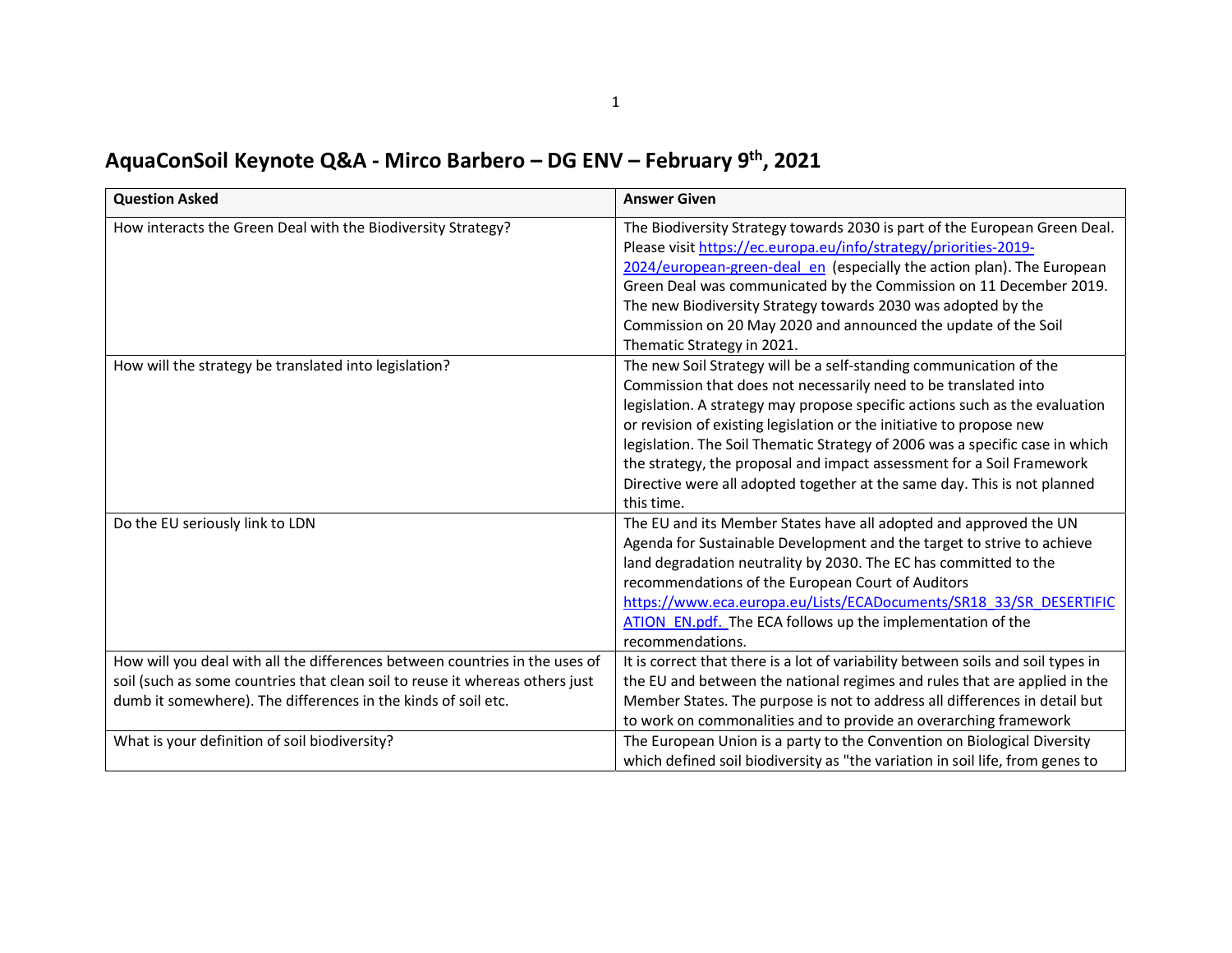# AquaConSoil Keynote Q&A - Mirco Barbero – DG ENV – February 9th, 2021

| Question Asked | Answer Given |
|---|---|
| How interacts the Green Deal with the Biodiversity Strategy? | The Biodiversity Strategy towards 2030 is part of the European Green Deal. Please visit https://ec.europa.eu/info/strategy/priorities-2019-2024/european-green-deal_en (especially the action plan). The European Green Deal was communicated by the Commission on 11 December 2019. The new Biodiversity Strategy towards 2030 was adopted by the Commission on 20 May 2020 and announced the update of the Soil Thematic Strategy in 2021. |
| How will the strategy be translated into legislation? | The new Soil Strategy will be a self-standing communication of the Commission that does not necessarily need to be translated into legislation. A strategy may propose specific actions such as the evaluation or revision of existing legislation or the initiative to propose new legislation. The Soil Thematic Strategy of 2006 was a specific case in which the strategy, the proposal and impact assessment for a Soil Framework Directive were all adopted together at the same day. This is not planned this time. |
| Do the EU seriously link to LDN | The EU and its Member States have all adopted and approved the UN Agenda for Sustainable Development and the target to strive to achieve land degradation neutrality by 2030. The EC has committed to the recommendations of the European Court of Auditors https://www.eca.europa.eu/Lists/ECADocuments/SR18_33/SR_DESERTIFICATION_EN.pdf. The ECA follows up the implementation of the recommendations. |
| How will you deal with all the differences between countries in the uses of soil (such as some countries that clean soil to reuse it whereas others just dumb it somewhere). The differences in the kinds of soil etc. | It is correct that there is a lot of variability between soils and soil types in the EU and between the national regimes and rules that are applied in the Member States. The purpose is not to address all differences in detail but to work on commonalities and to provide an overarching framework |
| What is your definition of soil biodiversity? | The European Union is a party to the Convention on Biological Diversity which defined soil biodiversity as "the variation in soil life, from genes to |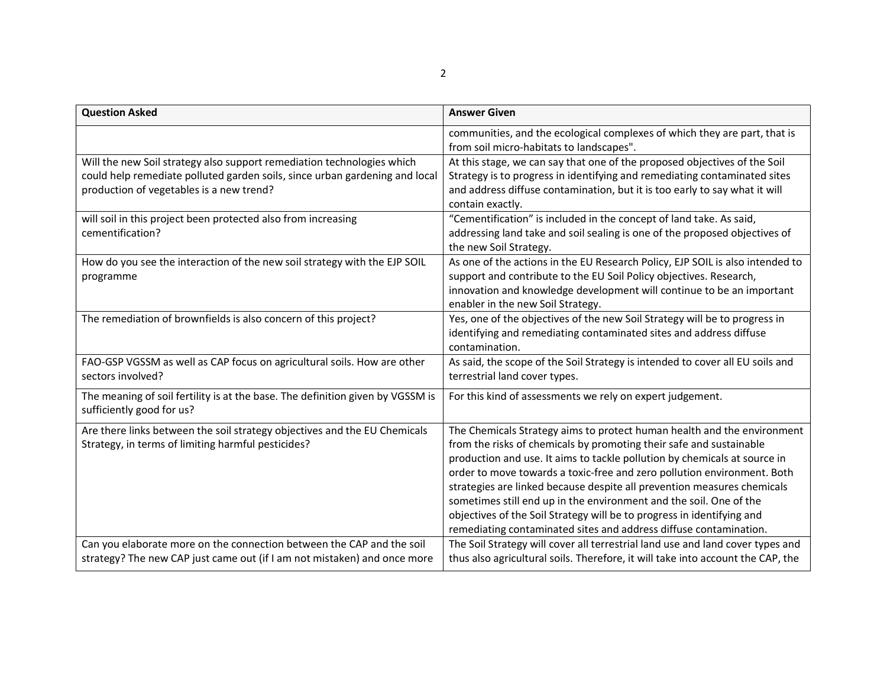| Question Asked | Answer Given |
| --- | --- |
| | communities, and the ecological complexes of which they are part, that is from soil micro-habitats to landscapes". |
| Will the new Soil strategy also support remediation technologies which could help remediate polluted garden soils, since urban gardening and local production of vegetables is a new trend? | At this stage, we can say that one of the proposed objectives of the Soil Strategy is to progress in identifying and remediating contaminated sites and address diffuse contamination, but it is too early to say what it will contain exactly. |
| will soil in this project been protected also from increasing cementification? | "Cementification" is included in the concept of land take. As said, addressing land take and soil sealing is one of the proposed objectives of the new Soil Strategy. |
| How do you see the interaction of the new soil strategy with the EJP SOIL programme | As one of the actions in the EU Research Policy, EJP SOIL is also intended to support and contribute to the EU Soil Policy objectives. Research, innovation and knowledge development will continue to be an important enabler in the new Soil Strategy. |
| The remediation of brownfields is also concern of this project? | Yes, one of the objectives of the new Soil Strategy will be to progress in identifying and remediating contaminated sites and address diffuse contamination. |
| FAO-GSP VGSSM as well as CAP focus on agricultural soils. How are other sectors involved? | As said, the scope of the Soil Strategy is intended to cover all EU soils and terrestrial land cover types. |
| The meaning of soil fertility is at the base. The definition given by VGSSM is sufficiently good for us? | For this kind of assessments we rely on expert judgement. |
| Are there links between the soil strategy objectives and the EU Chemicals Strategy, in terms of limiting harmful pesticides? | The Chemicals Strategy aims to protect human health and the environment from the risks of chemicals by promoting their safe and sustainable production and use. It aims to tackle pollution by chemicals at source in order to move towards a toxic-free and zero pollution environment. Both strategies are linked because despite all prevention measures chemicals sometimes still end up in the environment and the soil. One of the objectives of the Soil Strategy will be to progress in identifying and remediating contaminated sites and address diffuse contamination. |
| Can you elaborate more on the connection between the CAP and the soil strategy? The new CAP just came out (if I am not mistaken) and once more | The Soil Strategy will cover all terrestrial land use and land cover types and thus also agricultural soils. Therefore, it will take into account the CAP, the |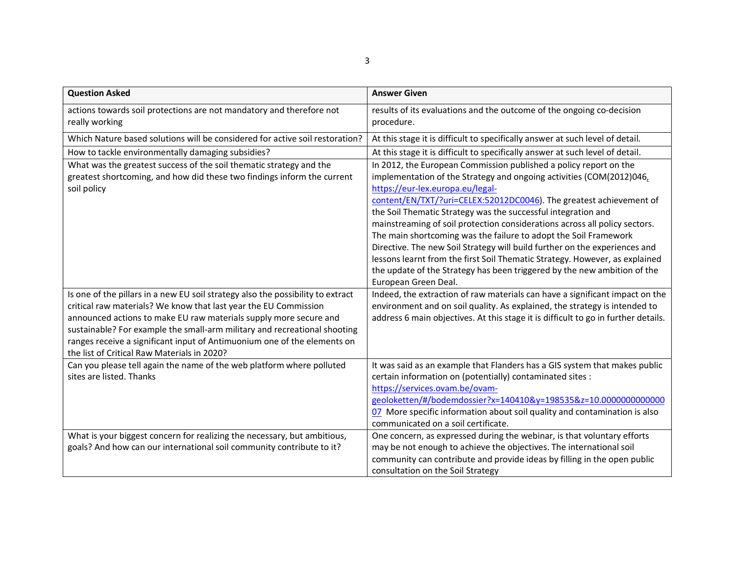| Question Asked | Answer Given |
|---|---|
| actions towards soil protections are not mandatory and therefore not really working | results of its evaluations and the outcome of the ongoing co-decision procedure. |
| Which Nature based solutions will be considered for active soil restoration? | At this stage it is difficult to specifically answer at such level of detail. |
| How to tackle environmentally damaging subsidies? | At this stage it is difficult to specifically answer at such level of detail. |
| What was the greatest success of the soil thematic strategy and the greatest shortcoming, and how did these two findings inform the current soil policy | In 2012, the European Commission published a policy report on the implementation of the Strategy and ongoing activities (COM(2012)046, https://eur-lex.europa.eu/legal-content/EN/TXT/?uri=CELEX:52012DC0046). The greatest achievement of the Soil Thematic Strategy was the successful integration and mainstreaming of soil protection considerations across all policy sectors. The main shortcoming was the failure to adopt the Soil Framework Directive. The new Soil Strategy will build further on the experiences and lessons learnt from the first Soil Thematic Strategy. However, as explained the update of the Strategy has been triggered by the new ambition of the European Green Deal. |
| Is one of the pillars in a new EU soil strategy also the possibility to extract critical raw materials? We know that last year the EU Commission announced actions to make EU raw materials supply more secure and sustainable? For example the small-arm military and recreational shooting ranges receive a significant input of Antimuonium one of the elements on the list of Critical Raw Materials in 2020? | Indeed, the extraction of raw materials can have a significant impact on the environment and on soil quality. As explained, the strategy is intended to address 6 main objectives. At this stage it is difficult to go in further details. |
| Can you please tell again the name of the web platform where polluted sites are listed. Thanks | It was said as an example that Flanders has a GIS system that makes public certain information on (potentially) contaminated sites : https://services.ovam.be/ovam-geoloketten/#/bodemdossier?x=140410&y=198535&z=10.000000000000007 More specific information about soil quality and contamination is also communicated on a soil certificate. |
| What is your biggest concern for realizing the necessary, but ambitious, goals? And how can our international soil community contribute to it? | One concern, as expressed during the webinar, is that voluntary efforts may be not enough to achieve the objectives. The international soil community can contribute and provide ideas by filling in the open public consultation on the Soil Strategy |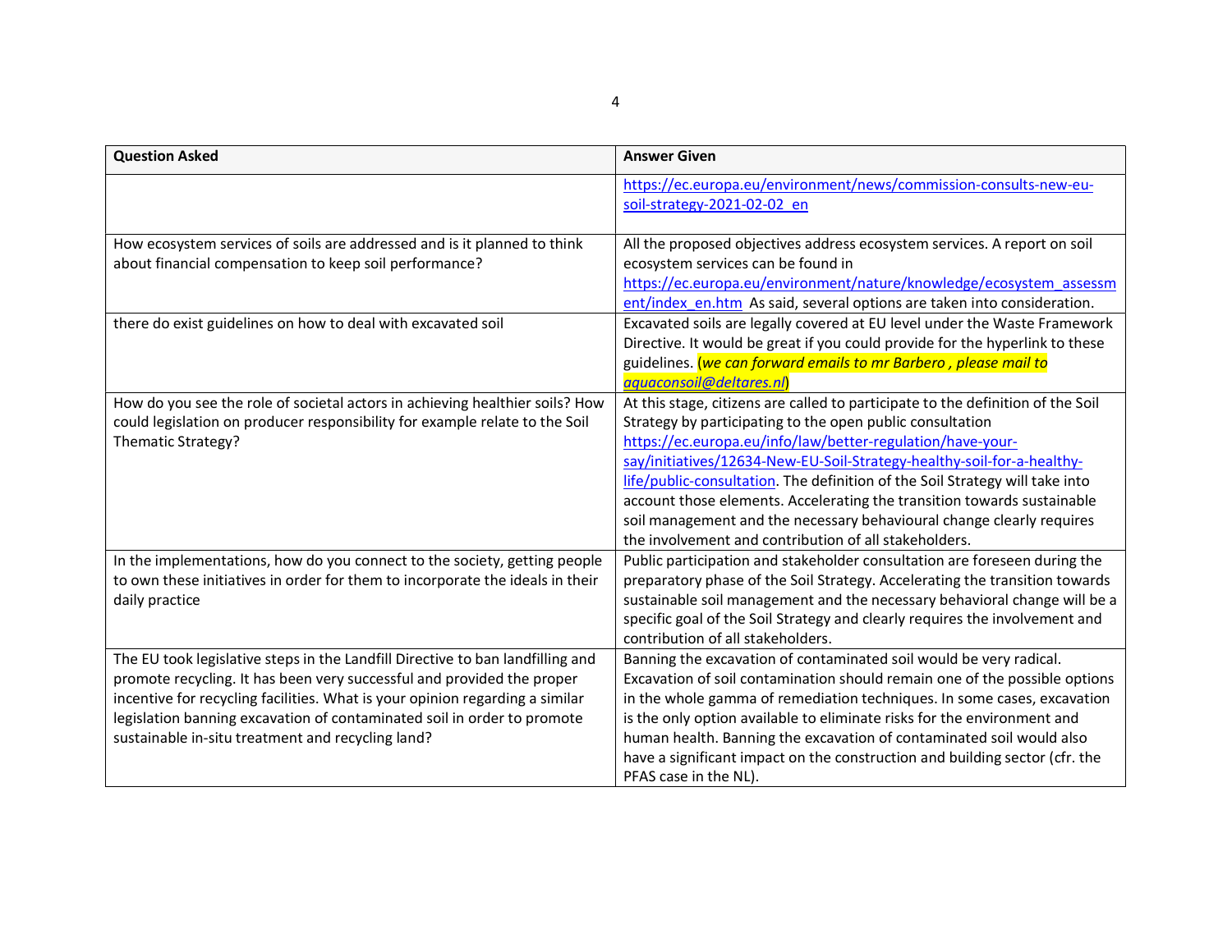| Question Asked | Answer Given |
|---|---|
| | https://ec.europa.eu/environment/news/commission-consults-new-eu-soil-strategy-2021-02-02_en |
| How ecosystem services of soils are addressed and is it planned to think about financial compensation to keep soil performance? | All the proposed objectives address ecosystem services. A report on soil ecosystem services can be found in https://ec.europa.eu/environment/nature/knowledge/ecosystem_assessment/index_en.htm As said, several options are taken into consideration. |
| there do exist guidelines on how to deal with excavated soil | Excavated soils are legally covered at EU level under the Waste Framework Directive. It would be great if you could provide for the hyperlink to these guidelines. (*we can forward emails to mr Barbero , please mail to aquaconsoil@deltares.nl*) |
| How do you see the role of societal actors in achieving healthier soils? How could legislation on producer responsibility for example relate to the Soil Thematic Strategy? | At this stage, citizens are called to participate to the definition of the Soil Strategy by participating to the open public consultation https://ec.europa.eu/info/law/better-regulation/have-your-say/initiatives/12634-New-EU-Soil-Strategy-healthy-soil-for-a-healthy-life/public-consultation. The definition of the Soil Strategy will take into account those elements. Accelerating the transition towards sustainable soil management and the necessary behavioural change clearly requires the involvement and contribution of all stakeholders. |
| In the implementations, how do you connect to the society, getting people to own these initiatives in order for them to incorporate the ideals in their daily practice | Public participation and stakeholder consultation are foreseen during the preparatory phase of the Soil Strategy. Accelerating the transition towards sustainable soil management and the necessary behavioral change will be a specific goal of the Soil Strategy and clearly requires the involvement and contribution of all stakeholders. |
| The EU took legislative steps in the Landfill Directive to ban landfilling and promote recycling. It has been very successful and provided the proper incentive for recycling facilities. What is your opinion regarding a similar legislation banning excavation of contaminated soil in order to promote sustainable in-situ treatment and recycling land? | Banning the excavation of contaminated soil would be very radical. Excavation of soil contamination should remain one of the possible options in the whole gamma of remediation techniques. In some cases, excavation is the only option available to eliminate risks for the environment and human health. Banning the excavation of contaminated soil would also have a significant impact on the construction and building sector (cfr. the PFAS case in the NL). |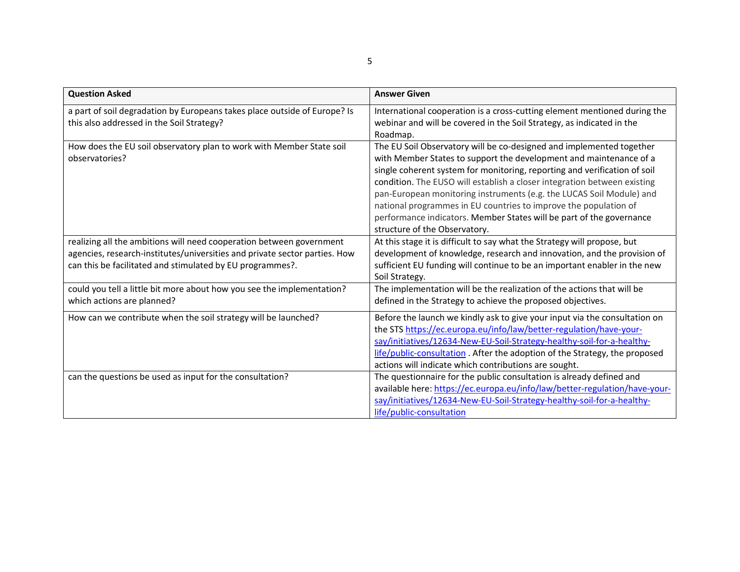| Question Asked | Answer Given |
|---|---|
| a part of soil degradation by Europeans takes place outside of Europe? Is this also addressed in the Soil Strategy? | International cooperation is a cross-cutting element mentioned during the webinar and will be covered in the Soil Strategy, as indicated in the Roadmap. |
| How does the EU soil observatory plan to work with Member State soil observatories? | The EU Soil Observatory will be co-designed and implemented together with Member States to support the development and maintenance of a single coherent system for monitoring, reporting and verification of soil condition. The EUSO will establish a closer integration between existing pan-European monitoring instruments (e.g. the LUCAS Soil Module) and national programmes in EU countries to improve the population of performance indicators. Member States will be part of the governance structure of the Observatory. |
| realizing all the ambitions will need cooperation between government agencies, research-institutes/universities and private sector parties. How can this be facilitated and stimulated by EU programmes?. | At this stage it is difficult to say what the Strategy will propose, but development of knowledge, research and innovation, and the provision of sufficient EU funding will continue to be an important enabler in the new Soil Strategy. |
| could you tell a little bit more about how you see the implementation? which actions are planned? | The implementation will be the realization of the actions that will be defined in the Strategy to achieve the proposed objectives. |
| How can we contribute when the soil strategy will be launched? | Before the launch we kindly ask to give your input via the consultation on the STS https://ec.europa.eu/info/law/better-regulation/have-your-say/initiatives/12634-New-EU-Soil-Strategy-healthy-soil-for-a-healthy-life/public-consultation . After the adoption of the Strategy, the proposed actions will indicate which contributions are sought. |
| can the questions be used as input for the consultation? | The questionnaire for the public consultation is already defined and available here: https://ec.europa.eu/info/law/better-regulation/have-your-say/initiatives/12634-New-EU-Soil-Strategy-healthy-soil-for-a-healthy-life/public-consultation |